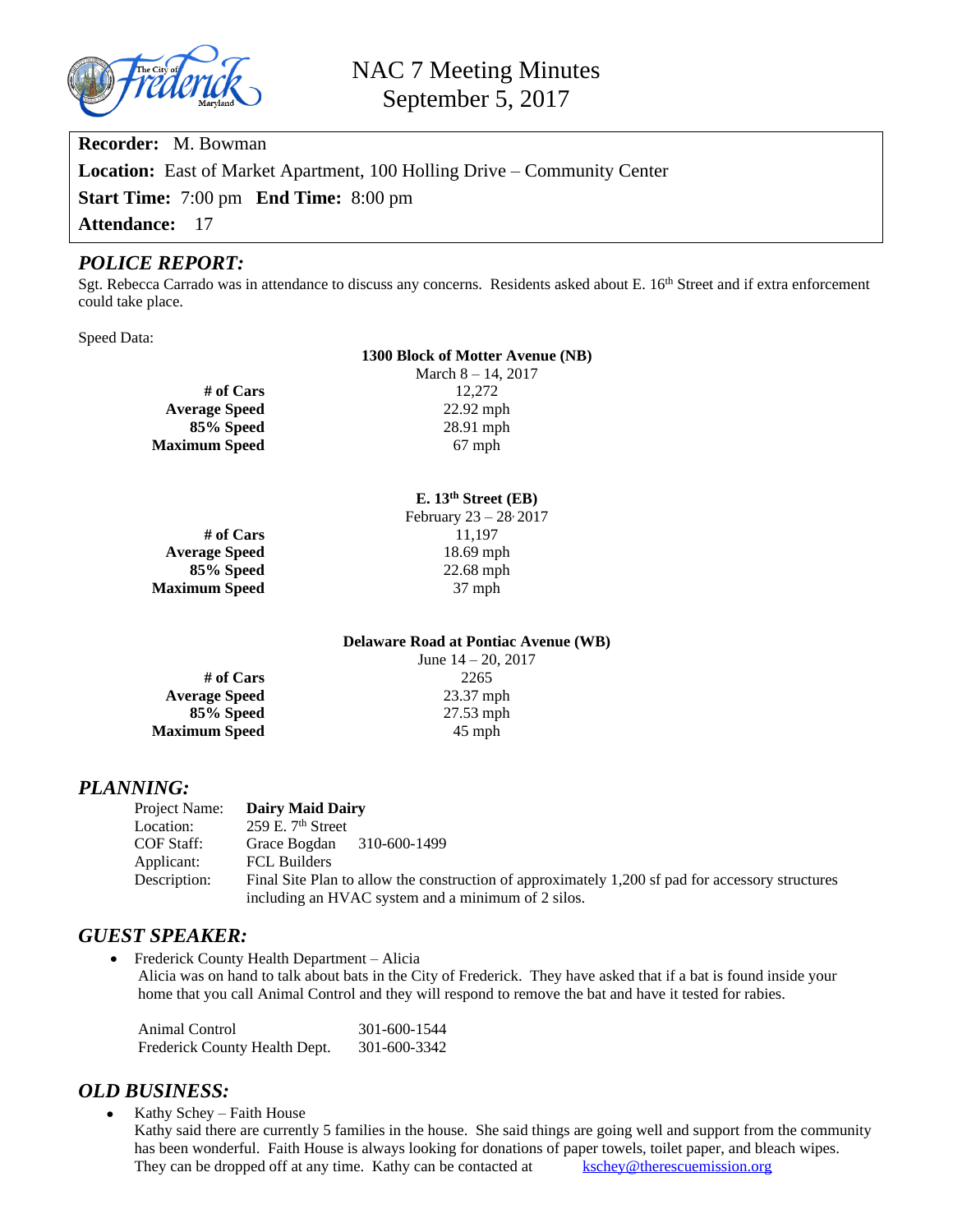# NAC 7 Meeting Minutes
## September 5, 2017

**Recorder:** M. Bowman

**Location:** East of Market Apartment, 100 Holling Drive – Community Center

**Start Time:** 7:00 pm **End Time:** 8:00 pm

**Attendance:** 17

## *POLICE REPORT:*

Sgt. Rebecca Carrado was in attendance to discuss any concerns. Residents asked about E. 16th Street and if extra enforcement could take place.

Speed Data:

| | **1300 Block of Motter Avenue (NB)** |
|---|---|
| | March 8 – 14, 2017 |
| **# of Cars** | 12,272 |
| **Average Speed** | 22.92 mph |
| **85% Speed** | 28.91 mph |
| **Maximum Speed** | 67 mph |

| | **E. 13th Street (EB)** |
|---|---|
| | February 23 – 28, 2017 |
| **# of Cars** | 11,197 |
| **Average Speed** | 18.69 mph |
| **85% Speed** | 22.68 mph |
| **Maximum Speed** | 37 mph |

| | **Delaware Road at Pontiac Avenue (WB)** |
|---|---|
| | June 14 – 20, 2017 |
| **# of Cars** | 2265 |
| **Average Speed** | 23.37 mph |
| **85% Speed** | 27.53 mph |
| **Maximum Speed** | 45 mph |

## *PLANNING:*

Project Name: **Dairy Maid Dairy**
Location: 259 E. 7th Street
COF Staff: Grace Bogdan 310-600-1499
Applicant: FCL Builders
Description: Final Site Plan to allow the construction of approximately 1,200 sf pad for accessory structures including an HVAC system and a minimum of 2 silos.

## *GUEST SPEAKER:*

- Frederick County Health Department – Alicia
  Alicia was on hand to talk about bats in the City of Frederick. They have asked that if a bat is found inside your home that you call Animal Control and they will respond to remove the bat and have it tested for rabies.

  Animal Control 301-600-1544
  Frederick County Health Dept. 301-600-3342

## *OLD BUSINESS:*

- Kathy Schey – Faith House
  Kathy said there are currently 5 families in the house. She said things are going well and support from the community has been wonderful. Faith House is always looking for donations of paper towels, toilet paper, and bleach wipes. They can be dropped off at any time. Kathy can be contacted at kschey@therescuemission.org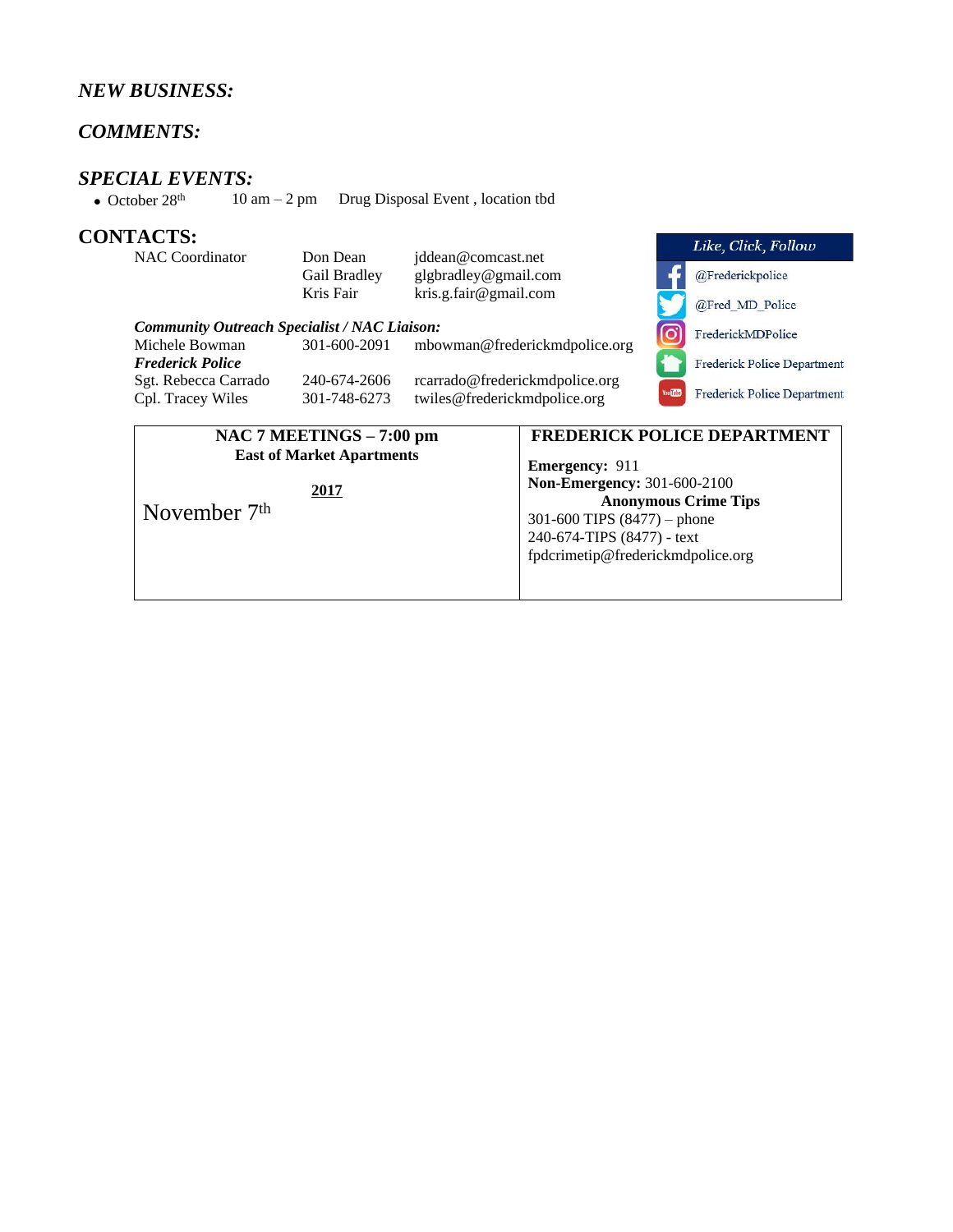### *NEW BUSINESS:*

### *COMMENTS:*

### *SPECIAL EVENTS:*

- October 28th     10 am – 2 pm     Drug Disposal Event , location tbd

### CONTACTS:

| | | |
|---|---|---|
| NAC Coordinator | Don Dean | jddean@comcast.net |
| | Gail Bradley | glgbradley@gmail.com |
| | Kris Fair | kris.g.fair@gmail.com |

***Community Outreach Specialist / NAC Liaison:***

| | | |
|---|---|---|
| Michele Bowman | 301-600-2091 | mbowman@frederickmdpolice.org |
| ***Frederick Police*** | | |
| Sgt. Rebecca Carrado | 240-674-2606 | rcarrado@frederickmdpolice.org |
| Cpl. Tracey Wiles | 301-748-6273 | twiles@frederickmdpolice.org |

*Like, Click, Follow*

- @Frederickpolice
- @Fred_MD_Police
- FrederickMDPolice
- Frederick Police Department
- Frederick Police Department

| **NAC 7 MEETINGS – 7:00 pm**<br>**East of Market Apartments** | **FREDERICK POLICE DEPARTMENT** |
|---|---|
| **<u>2017</u>**<br>November 7th | **Emergency:** 911<br>**Non-Emergency:** 301-600-2100<br>**Anonymous Crime Tips**<br>301-600 TIPS (8477) – phone<br>240-674-TIPS (8477) - text<br>fpdcrimetip@frederickmdpolice.org |